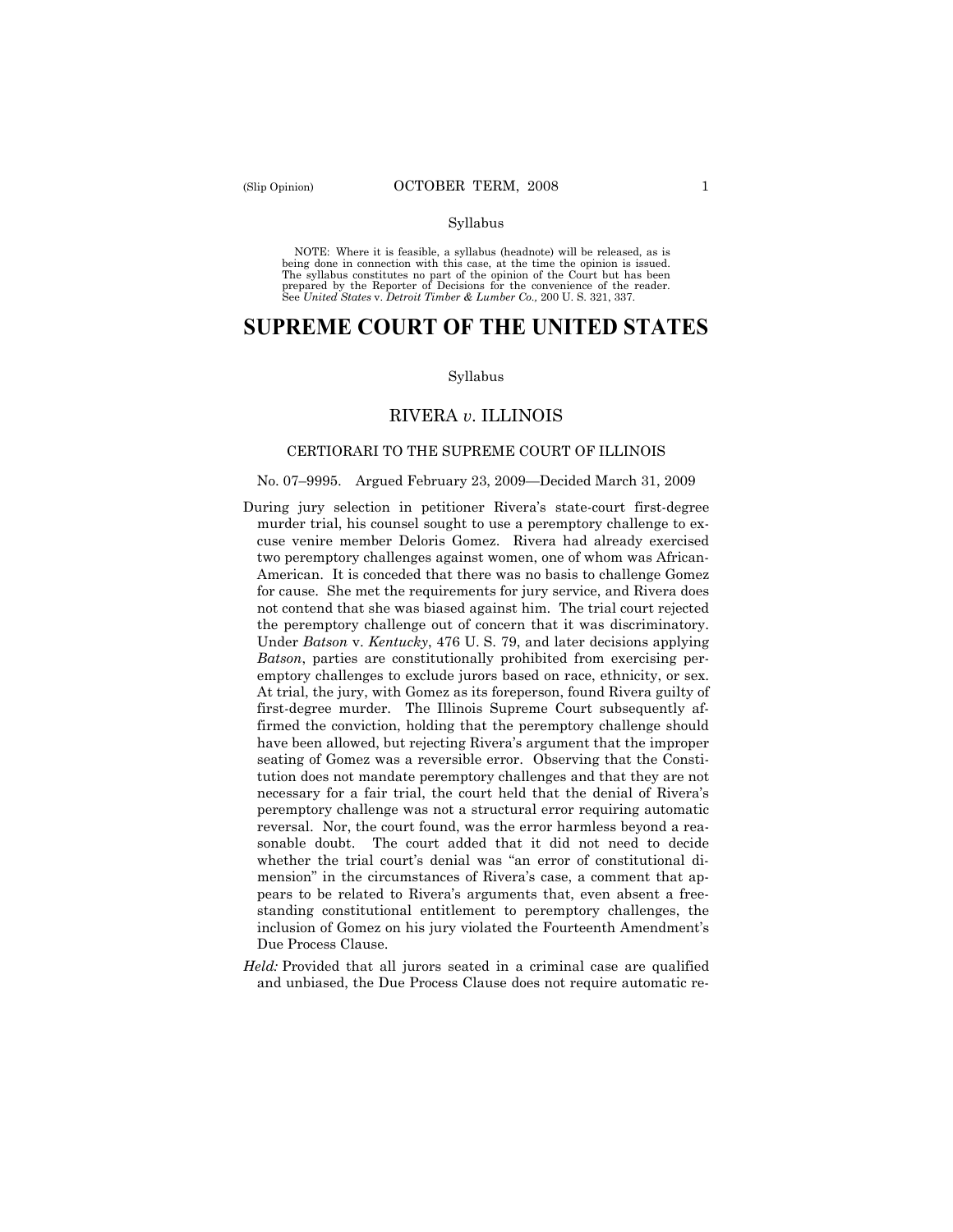Syllabus

NOTE: Where it is feasible, a syllabus (headnote) will be released, as is being done in connection with this case, at the time the opinion is issued. The syllabus constitutes no part of the opinion of the Court but has been prepared by the Reporter of Decisions for the convenience of the reader. See *United States* v. *Detroit Timber & Lumber Co.,* 200 U. S. 321, 337.

# SUPREME COURT OF THE UNITED STATES

Syllabus

## RIVERA *v.* ILLINOIS

### CERTIORARI TO THE SUPREME COURT OF ILLINOIS

No. 07–9995. Argued February 23, 2009—Decided March 31, 2009

During jury selection in petitioner Rivera's state-court first-degree murder trial, his counsel sought to use a peremptory challenge to excuse venire member Deloris Gomez. Rivera had already exercised two peremptory challenges against women, one of whom was African-American. It is conceded that there was no basis to challenge Gomez for cause. She met the requirements for jury service, and Rivera does not contend that she was biased against him. The trial court rejected the peremptory challenge out of concern that it was discriminatory. Under *Batson* v. *Kentucky*, 476 U. S. 79, and later decisions applying *Batson*, parties are constitutionally prohibited from exercising peremptory challenges to exclude jurors based on race, ethnicity, or sex. At trial, the jury, with Gomez as its foreperson, found Rivera guilty of first-degree murder. The Illinois Supreme Court subsequently affirmed the conviction, holding that the peremptory challenge should have been allowed, but rejecting Rivera's argument that the improper seating of Gomez was a reversible error. Observing that the Constitution does not mandate peremptory challenges and that they are not necessary for a fair trial, the court held that the denial of Rivera's peremptory challenge was not a structural error requiring automatic reversal. Nor, the court found, was the error harmless beyond a reasonable doubt. The court added that it did not need to decide whether the trial court's denial was "an error of constitutional dimension" in the circumstances of Rivera's case, a comment that appears to be related to Rivera's arguments that, even absent a freestanding constitutional entitlement to peremptory challenges, the inclusion of Gomez on his jury violated the Fourteenth Amendment's Due Process Clause.

*Held:* Provided that all jurors seated in a criminal case are qualified and unbiased, the Due Process Clause does not require automatic re-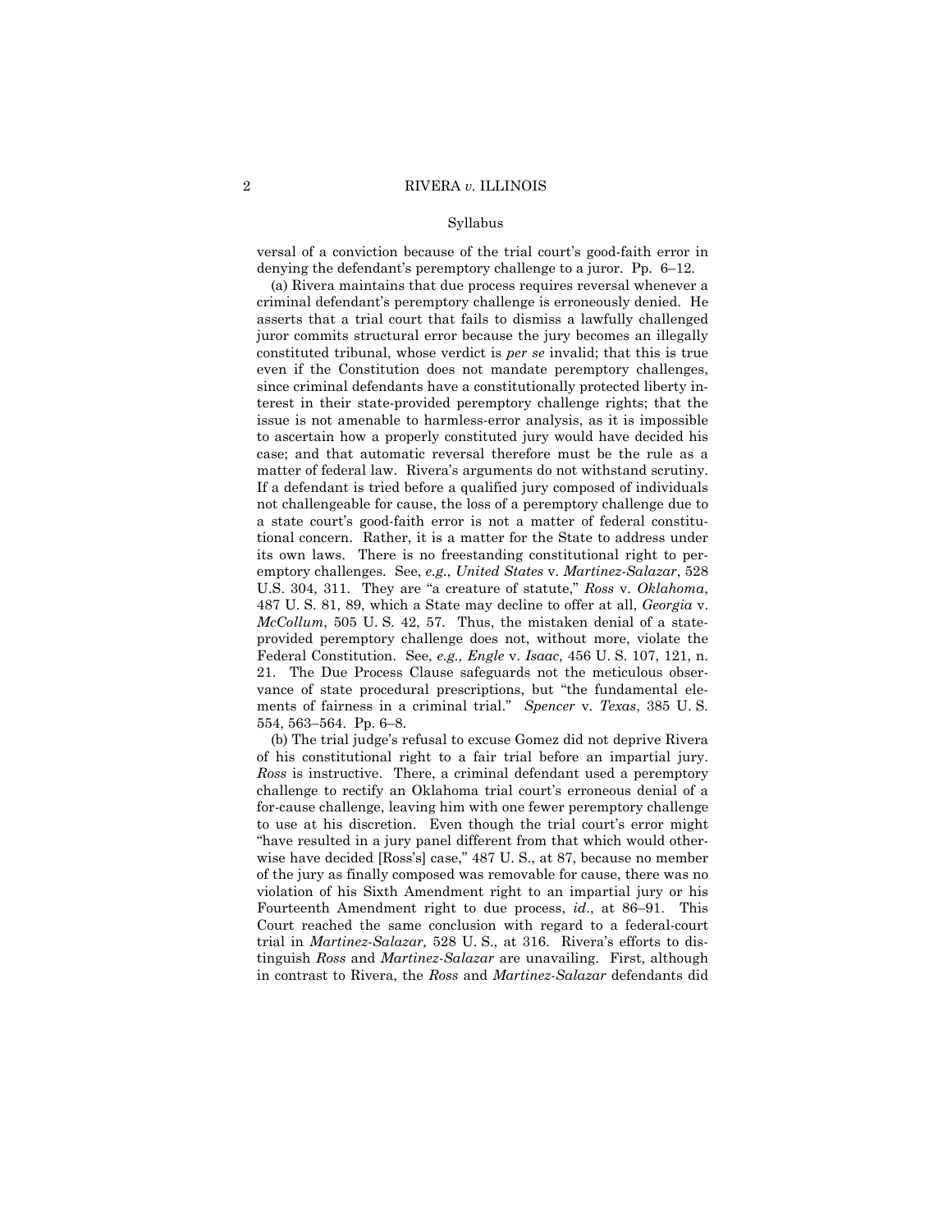Syllabus

versal of a conviction because of the trial court's good-faith error in denying the defendant's peremptory challenge to a juror. Pp. 6–12.

(a) Rivera maintains that due process requires reversal whenever a criminal defendant's peremptory challenge is erroneously denied. He asserts that a trial court that fails to dismiss a lawfully challenged juror commits structural error because the jury becomes an illegally constituted tribunal, whose verdict is *per se* invalid; that this is true even if the Constitution does not mandate peremptory challenges, since criminal defendants have a constitutionally protected liberty interest in their state-provided peremptory challenge rights; that the issue is not amenable to harmless-error analysis, as it is impossible to ascertain how a properly constituted jury would have decided his case; and that automatic reversal therefore must be the rule as a matter of federal law. Rivera's arguments do not withstand scrutiny. If a defendant is tried before a qualified jury composed of individuals not challengeable for cause, the loss of a peremptory challenge due to a state court's good-faith error is not a matter of federal constitutional concern. Rather, it is a matter for the State to address under its own laws. There is no freestanding constitutional right to peremptory challenges. See, *e.g.*, *United States* v. *Martinez-Salazar*, 528 U.S. 304, 311. They are "a creature of statute," *Ross* v. *Oklahoma*, 487 U. S. 81, 89, which a State may decline to offer at all, *Georgia* v. *McCollum*, 505 U. S. 42, 57. Thus, the mistaken denial of a state-provided peremptory challenge does not, without more, violate the Federal Constitution. See, *e.g., Engle* v. *Isaac*, 456 U. S. 107, 121, n. 21. The Due Process Clause safeguards not the meticulous observance of state procedural prescriptions, but "the fundamental elements of fairness in a criminal trial." *Spencer* v. *Texas*, 385 U. S. 554, 563–564. Pp. 6–8.

(b) The trial judge's refusal to excuse Gomez did not deprive Rivera of his constitutional right to a fair trial before an impartial jury. *Ross* is instructive. There, a criminal defendant used a peremptory challenge to rectify an Oklahoma trial court's erroneous denial of a for-cause challenge, leaving him with one fewer peremptory challenge to use at his discretion. Even though the trial court's error might "have resulted in a jury panel different from that which would otherwise have decided [Ross's] case," 487 U. S., at 87, because no member of the jury as finally composed was removable for cause, there was no violation of his Sixth Amendment right to an impartial jury or his Fourteenth Amendment right to due process, *id*., at 86–91. This Court reached the same conclusion with regard to a federal-court trial in *Martinez-Salazar,* 528 U. S., at 316. Rivera's efforts to distinguish *Ross* and *Martinez-Salazar* are unavailing. First, although in contrast to Rivera, the *Ross* and *Martinez-Salazar* defendants did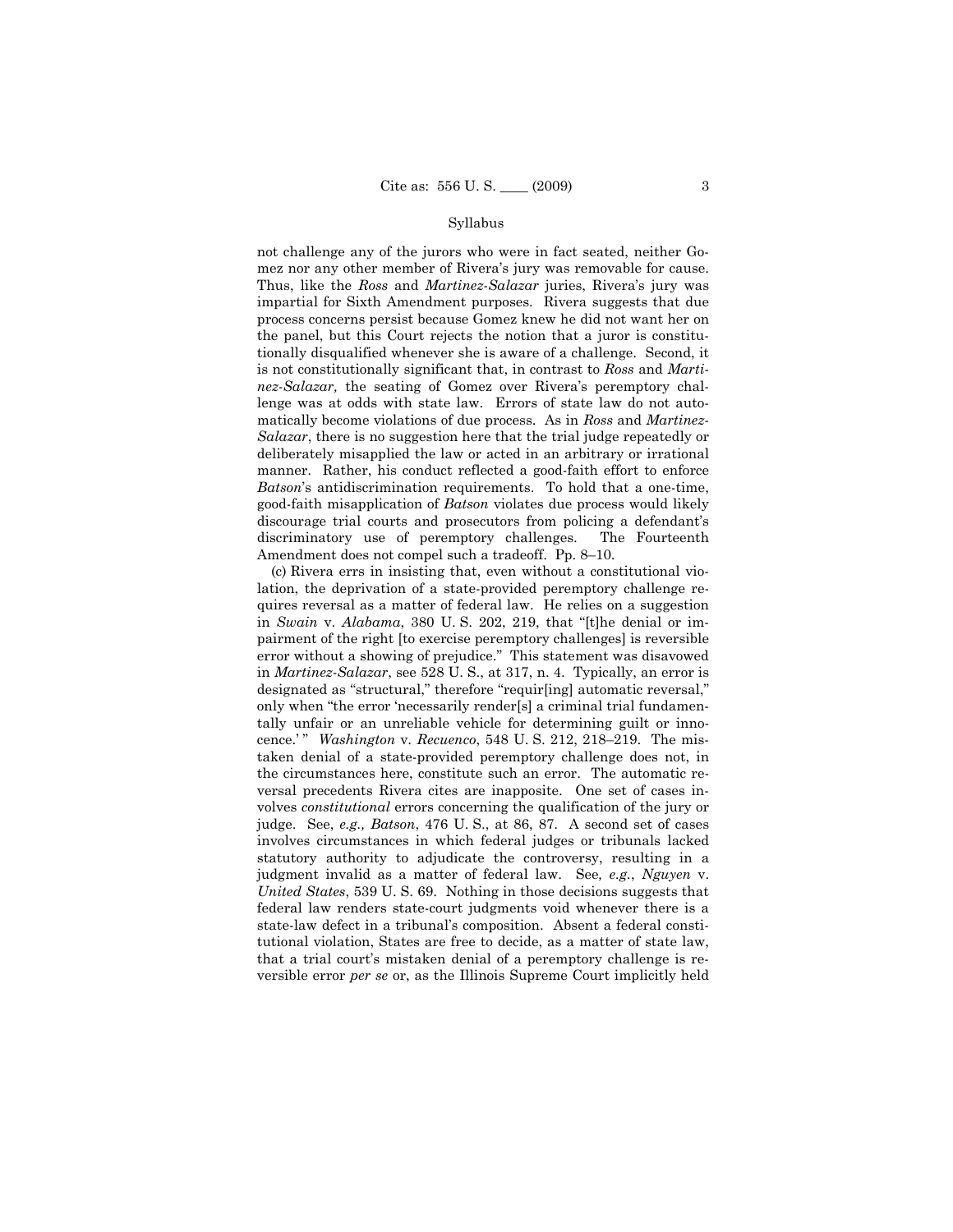not challenge any of the jurors who were in fact seated, neither Gomez nor any other member of Rivera's jury was removable for cause. Thus, like the *Ross* and *Martinez-Salazar* juries, Rivera's jury was impartial for Sixth Amendment purposes. Rivera suggests that due process concerns persist because Gomez knew he did not want her on the panel, but this Court rejects the notion that a juror is constitutionally disqualified whenever she is aware of a challenge. Second, it is not constitutionally significant that, in contrast to *Ross* and *Martinez-Salazar,* the seating of Gomez over Rivera's peremptory challenge was at odds with state law. Errors of state law do not automatically become violations of due process. As in *Ross* and *Martinez-Salazar*, there is no suggestion here that the trial judge repeatedly or deliberately misapplied the law or acted in an arbitrary or irrational manner. Rather, his conduct reflected a good-faith effort to enforce *Batson*'s antidiscrimination requirements. To hold that a one-time, good-faith misapplication of *Batson* violates due process would likely discourage trial courts and prosecutors from policing a defendant's discriminatory use of peremptory challenges. The Fourteenth Amendment does not compel such a tradeoff. Pp. 8–10.

(c) Rivera errs in insisting that, even without a constitutional violation, the deprivation of a state-provided peremptory challenge requires reversal as a matter of federal law. He relies on a suggestion in *Swain* v. *Alabama*, 380 U. S. 202, 219, that "[t]he denial or impairment of the right [to exercise peremptory challenges] is reversible error without a showing of prejudice." This statement was disavowed in *Martinez-Salazar*, see 528 U. S., at 317, n. 4. Typically, an error is designated as "structural," therefore "requir[ing] automatic reversal," only when "the error 'necessarily render[s] a criminal trial fundamentally unfair or an unreliable vehicle for determining guilt or innocence.' " *Washington* v. *Recuenco*, 548 U. S. 212, 218–219. The mistaken denial of a state-provided peremptory challenge does not, in the circumstances here, constitute such an error. The automatic reversal precedents Rivera cites are inapposite. One set of cases involves *constitutional* errors concerning the qualification of the jury or judge. See, *e.g., Batson*, 476 U. S., at 86, 87. A second set of cases involves circumstances in which federal judges or tribunals lacked statutory authority to adjudicate the controversy, resulting in a judgment invalid as a matter of federal law. See*, e.g.*, *Nguyen* v. *United States*, 539 U. S. 69. Nothing in those decisions suggests that federal law renders state-court judgments void whenever there is a state-law defect in a tribunal's composition. Absent a federal constitutional violation, States are free to decide, as a matter of state law, that a trial court's mistaken denial of a peremptory challenge is reversible error *per se* or, as the Illinois Supreme Court implicitly held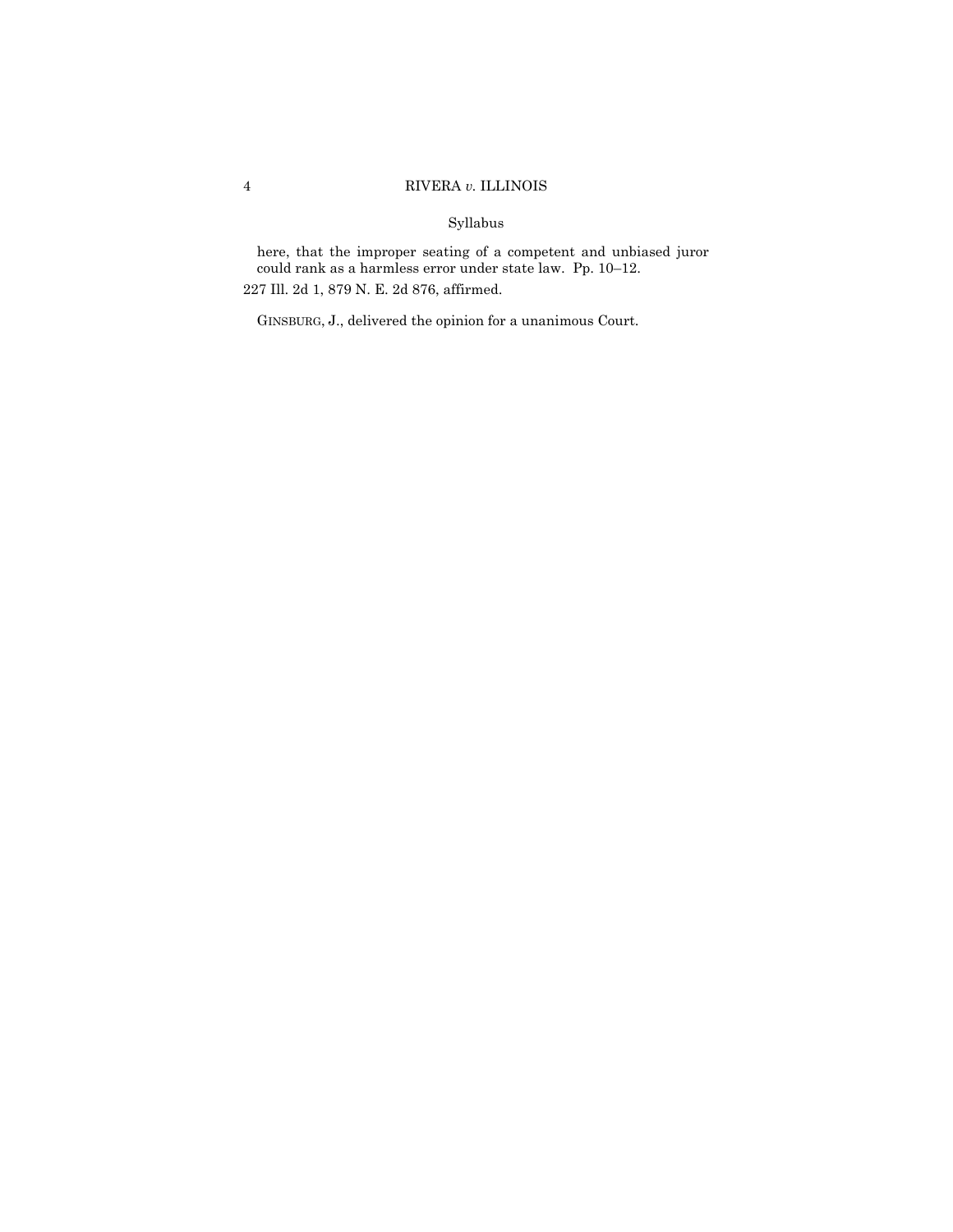Syllabus

here, that the improper seating of a competent and unbiased juror could rank as a harmless error under state law. Pp. 10–12.

227 Ill. 2d 1, 879 N. E. 2d 876, affirmed.

GINSBURG, J., delivered the opinion for a unanimous Court.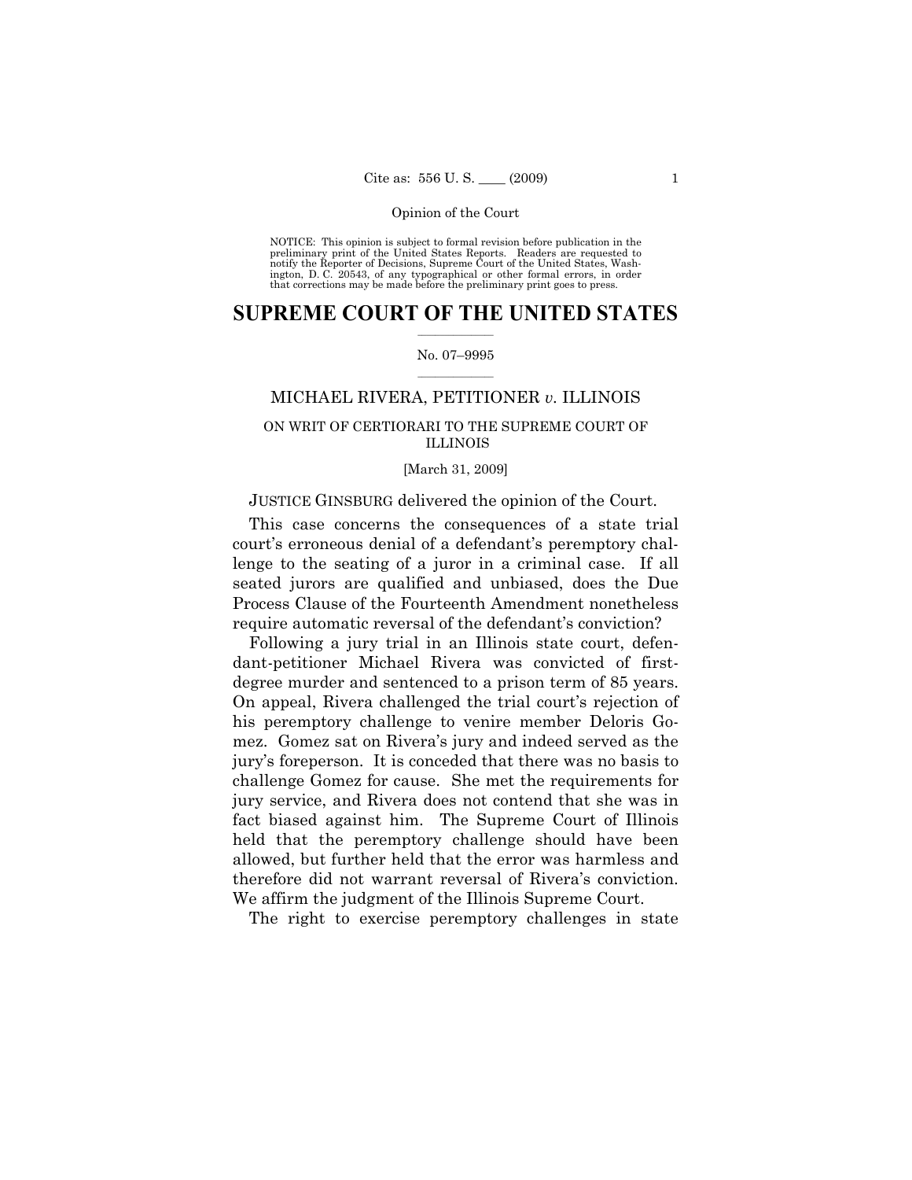NOTICE: This opinion is subject to formal revision before publication in the preliminary print of the United States Reports. Readers are requested to notify the Reporter of Decisions, Supreme Court of the United States, Washington, D. C. 20543, of any typographical or other formal errors, in order that corrections may be made before the preliminary print goes to press.

# SUPREME COURT OF THE UNITED STATES

No. 07–9995

## MICHAEL RIVERA, PETITIONER *v.* ILLINOIS

ON WRIT OF CERTIORARI TO THE SUPREME COURT OF ILLINOIS

[March 31, 2009]

JUSTICE GINSBURG delivered the opinion of the Court.

This case concerns the consequences of a state trial court's erroneous denial of a defendant's peremptory challenge to the seating of a juror in a criminal case. If all seated jurors are qualified and unbiased, does the Due Process Clause of the Fourteenth Amendment nonetheless require automatic reversal of the defendant's conviction?

Following a jury trial in an Illinois state court, defendant-petitioner Michael Rivera was convicted of first-degree murder and sentenced to a prison term of 85 years. On appeal, Rivera challenged the trial court's rejection of his peremptory challenge to venire member Deloris Gomez. Gomez sat on Rivera's jury and indeed served as the jury's foreperson. It is conceded that there was no basis to challenge Gomez for cause. She met the requirements for jury service, and Rivera does not contend that she was in fact biased against him. The Supreme Court of Illinois held that the peremptory challenge should have been allowed, but further held that the error was harmless and therefore did not warrant reversal of Rivera's conviction. We affirm the judgment of the Illinois Supreme Court.

The right to exercise peremptory challenges in state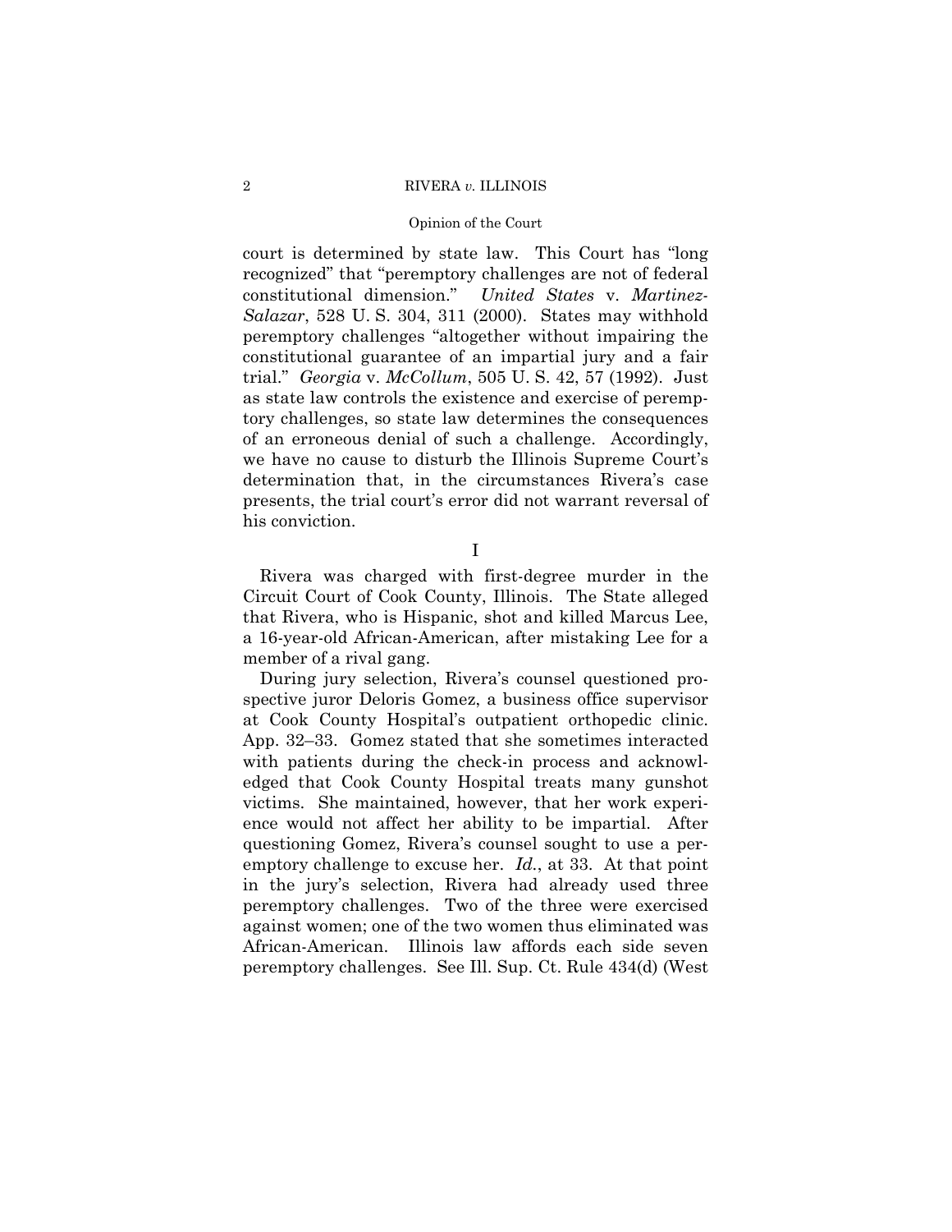court is determined by state law. This Court has "long recognized" that "peremptory challenges are not of federal constitutional dimension." *United States* v. *Martinez-Salazar*, 528 U. S. 304, 311 (2000). States may withhold peremptory challenges "altogether without impairing the constitutional guarantee of an impartial jury and a fair trial." *Georgia* v. *McCollum*, 505 U. S. 42, 57 (1992). Just as state law controls the existence and exercise of peremptory challenges, so state law determines the consequences of an erroneous denial of such a challenge. Accordingly, we have no cause to disturb the Illinois Supreme Court's determination that, in the circumstances Rivera's case presents, the trial court's error did not warrant reversal of his conviction.

## I

Rivera was charged with first-degree murder in the Circuit Court of Cook County, Illinois. The State alleged that Rivera, who is Hispanic, shot and killed Marcus Lee, a 16-year-old African-American, after mistaking Lee for a member of a rival gang.

During jury selection, Rivera's counsel questioned prospective juror Deloris Gomez, a business office supervisor at Cook County Hospital's outpatient orthopedic clinic. App. 32–33. Gomez stated that she sometimes interacted with patients during the check-in process and acknowledged that Cook County Hospital treats many gunshot victims. She maintained, however, that her work experience would not affect her ability to be impartial. After questioning Gomez, Rivera's counsel sought to use a peremptory challenge to excuse her. *Id.*, at 33. At that point in the jury's selection, Rivera had already used three peremptory challenges. Two of the three were exercised against women; one of the two women thus eliminated was African-American. Illinois law affords each side seven peremptory challenges. See Ill. Sup. Ct. Rule 434(d) (West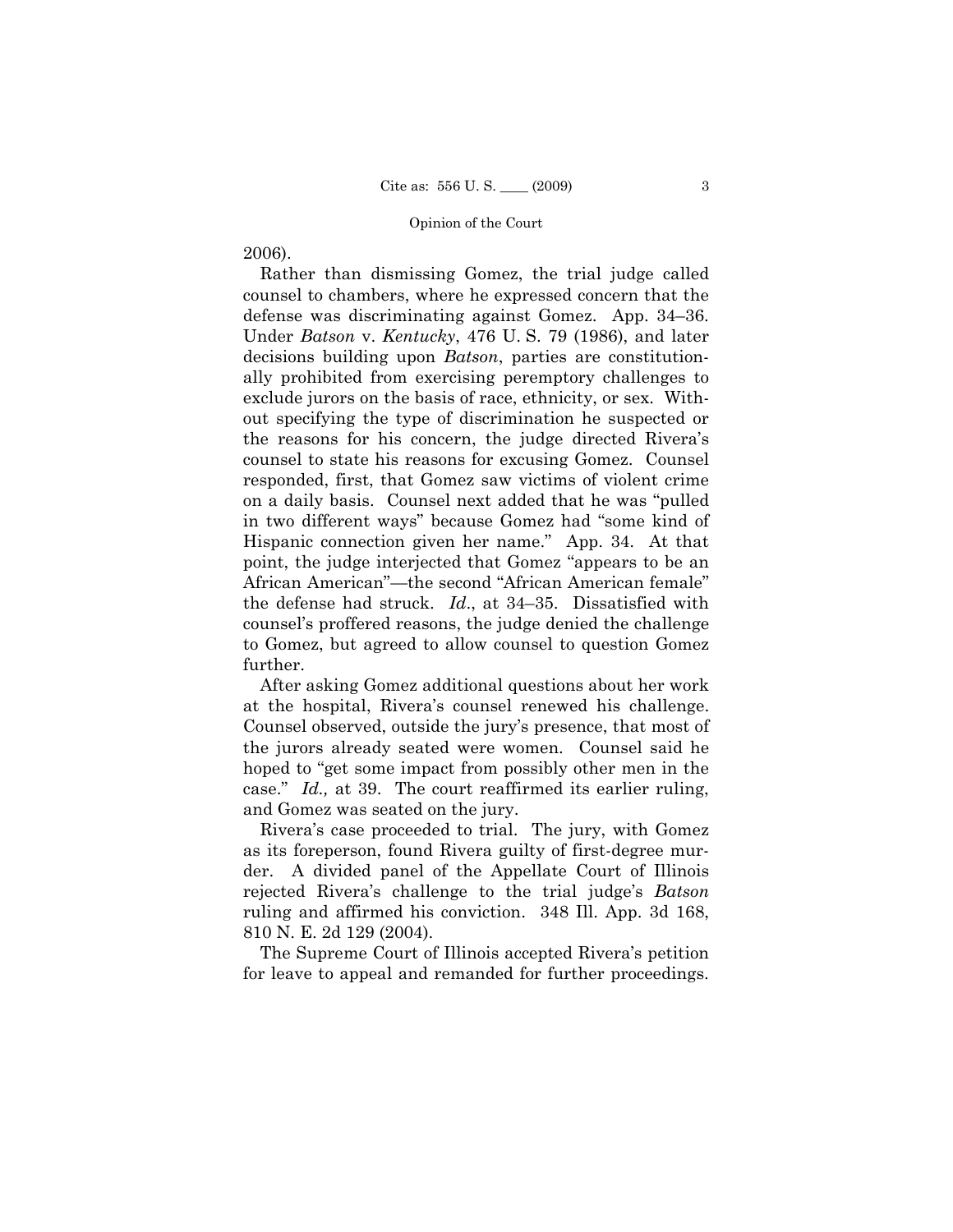2006).

Rather than dismissing Gomez, the trial judge called counsel to chambers, where he expressed concern that the defense was discriminating against Gomez. App. 34–36. Under *Batson* v. *Kentucky*, 476 U. S. 79 (1986), and later decisions building upon *Batson*, parties are constitutionally prohibited from exercising peremptory challenges to exclude jurors on the basis of race, ethnicity, or sex. Without specifying the type of discrimination he suspected or the reasons for his concern, the judge directed Rivera's counsel to state his reasons for excusing Gomez. Counsel responded, first, that Gomez saw victims of violent crime on a daily basis. Counsel next added that he was "pulled in two different ways" because Gomez had "some kind of Hispanic connection given her name." App. 34. At that point, the judge interjected that Gomez "appears to be an African American"—the second "African American female" the defense had struck. *Id*., at 34–35. Dissatisfied with counsel's proffered reasons, the judge denied the challenge to Gomez, but agreed to allow counsel to question Gomez further.

After asking Gomez additional questions about her work at the hospital, Rivera's counsel renewed his challenge. Counsel observed, outside the jury's presence, that most of the jurors already seated were women. Counsel said he hoped to "get some impact from possibly other men in the case." *Id.,* at 39. The court reaffirmed its earlier ruling, and Gomez was seated on the jury.

Rivera's case proceeded to trial. The jury, with Gomez as its foreperson, found Rivera guilty of first-degree murder. A divided panel of the Appellate Court of Illinois rejected Rivera's challenge to the trial judge's *Batson* ruling and affirmed his conviction. 348 Ill. App. 3d 168, 810 N. E. 2d 129 (2004).

The Supreme Court of Illinois accepted Rivera's petition for leave to appeal and remanded for further proceedings.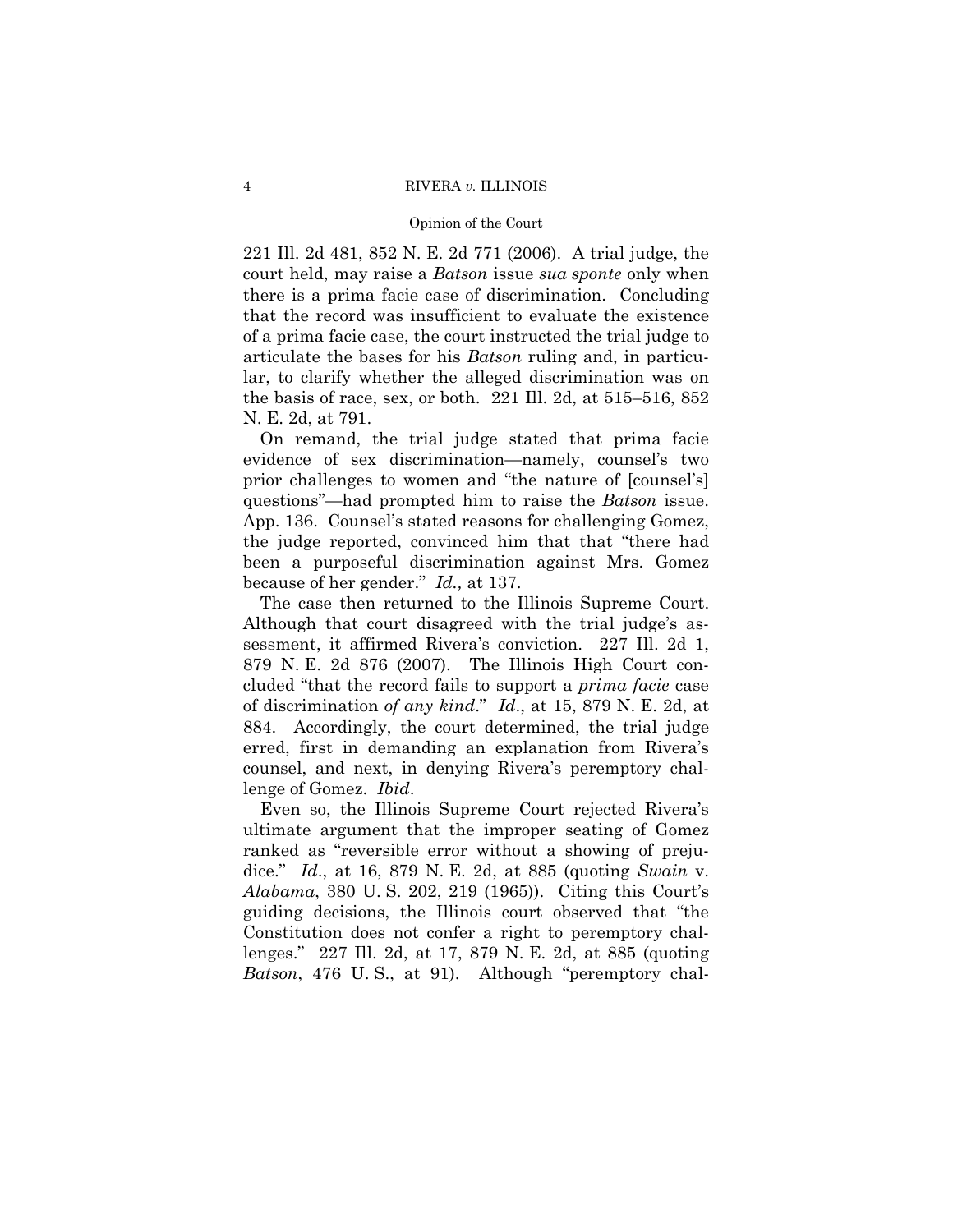221 Ill. 2d 481, 852 N. E. 2d 771 (2006). A trial judge, the court held, may raise a *Batson* issue *sua sponte* only when there is a prima facie case of discrimination. Concluding that the record was insufficient to evaluate the existence of a prima facie case, the court instructed the trial judge to articulate the bases for his *Batson* ruling and, in particular, to clarify whether the alleged discrimination was on the basis of race, sex, or both. 221 Ill. 2d, at 515–516, 852 N. E. 2d, at 791.

On remand, the trial judge stated that prima facie evidence of sex discrimination—namely, counsel's two prior challenges to women and "the nature of [counsel's] questions"—had prompted him to raise the *Batson* issue. App. 136. Counsel's stated reasons for challenging Gomez, the judge reported, convinced him that that "there had been a purposeful discrimination against Mrs. Gomez because of her gender." *Id.,* at 137.

The case then returned to the Illinois Supreme Court. Although that court disagreed with the trial judge's assessment, it affirmed Rivera's conviction. 227 Ill. 2d 1, 879 N. E. 2d 876 (2007). The Illinois High Court concluded "that the record fails to support a *prima facie* case of discrimination *of any kind*." *Id*., at 15, 879 N. E. 2d, at 884. Accordingly, the court determined, the trial judge erred, first in demanding an explanation from Rivera's counsel, and next, in denying Rivera's peremptory challenge of Gomez. *Ibid*.

Even so, the Illinois Supreme Court rejected Rivera's ultimate argument that the improper seating of Gomez ranked as "reversible error without a showing of prejudice." *Id*., at 16, 879 N. E. 2d, at 885 (quoting *Swain* v. *Alabama*, 380 U. S. 202, 219 (1965)). Citing this Court's guiding decisions, the Illinois court observed that "the Constitution does not confer a right to peremptory challenges." 227 Ill. 2d, at 17, 879 N. E. 2d, at 885 (quoting *Batson*, 476 U. S., at 91). Although "peremptory chal-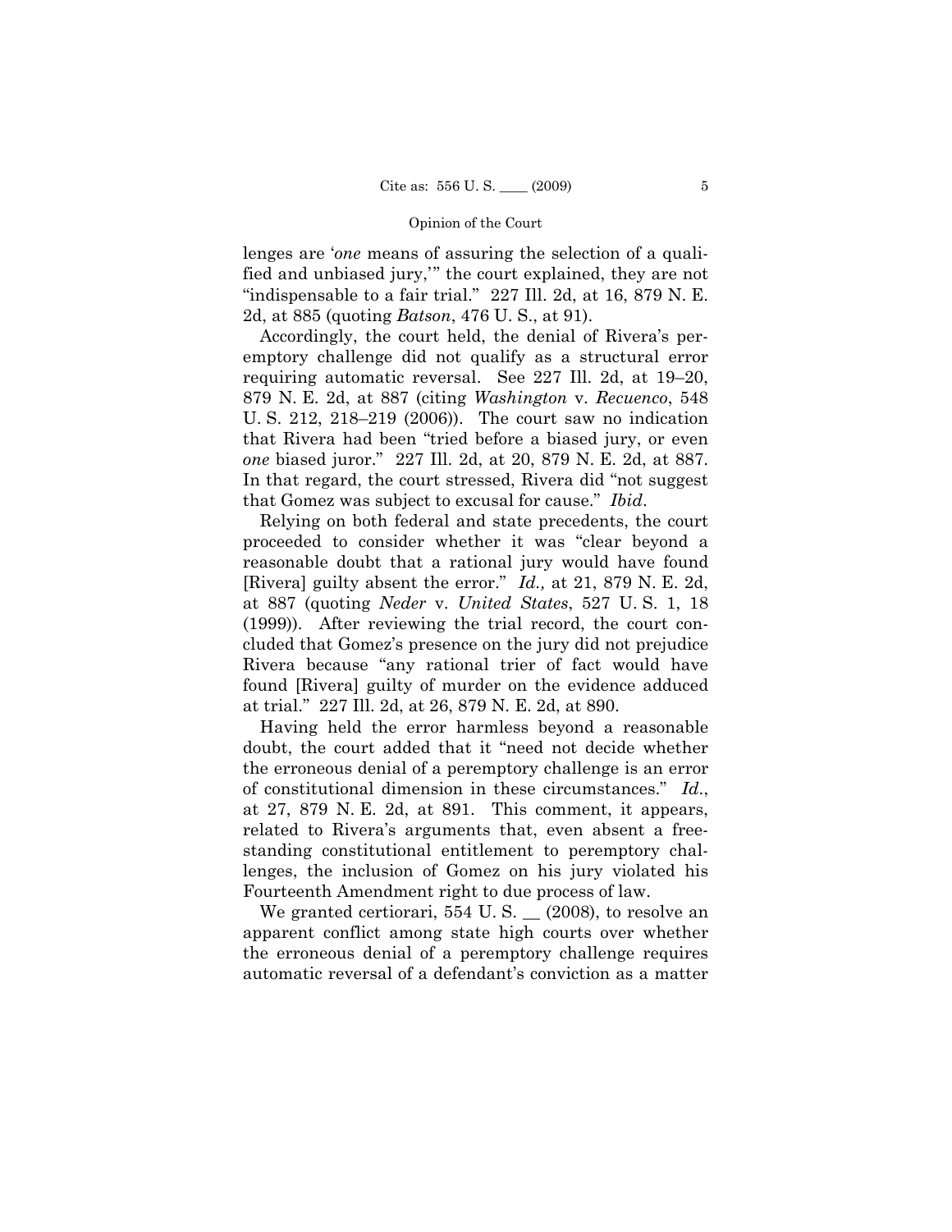lenges are '*one* means of assuring the selection of a qualified and unbiased jury,'" the court explained, they are not "indispensable to a fair trial." 227 Ill. 2d, at 16, 879 N. E. 2d, at 885 (quoting *Batson*, 476 U. S., at 91).

Accordingly, the court held, the denial of Rivera's peremptory challenge did not qualify as a structural error requiring automatic reversal. See 227 Ill. 2d, at 19–20, 879 N. E. 2d, at 887 (citing *Washington* v. *Recuenco*, 548 U. S. 212, 218–219 (2006)). The court saw no indication that Rivera had been "tried before a biased jury, or even *one* biased juror." 227 Ill. 2d, at 20, 879 N. E. 2d, at 887. In that regard, the court stressed, Rivera did "not suggest that Gomez was subject to excusal for cause." *Ibid*.

Relying on both federal and state precedents, the court proceeded to consider whether it was "clear beyond a reasonable doubt that a rational jury would have found [Rivera] guilty absent the error." *Id.,* at 21, 879 N. E. 2d, at 887 (quoting *Neder* v. *United States*, 527 U. S. 1, 18 (1999)). After reviewing the trial record, the court concluded that Gomez's presence on the jury did not prejudice Rivera because "any rational trier of fact would have found [Rivera] guilty of murder on the evidence adduced at trial." 227 Ill. 2d, at 26, 879 N. E. 2d, at 890.

Having held the error harmless beyond a reasonable doubt, the court added that it "need not decide whether the erroneous denial of a peremptory challenge is an error of constitutional dimension in these circumstances." *Id*., at 27, 879 N. E. 2d, at 891. This comment, it appears, related to Rivera's arguments that, even absent a freestanding constitutional entitlement to peremptory challenges, the inclusion of Gomez on his jury violated his Fourteenth Amendment right to due process of law.

We granted certiorari, 554 U. S. __ (2008), to resolve an apparent conflict among state high courts over whether the erroneous denial of a peremptory challenge requires automatic reversal of a defendant's conviction as a matter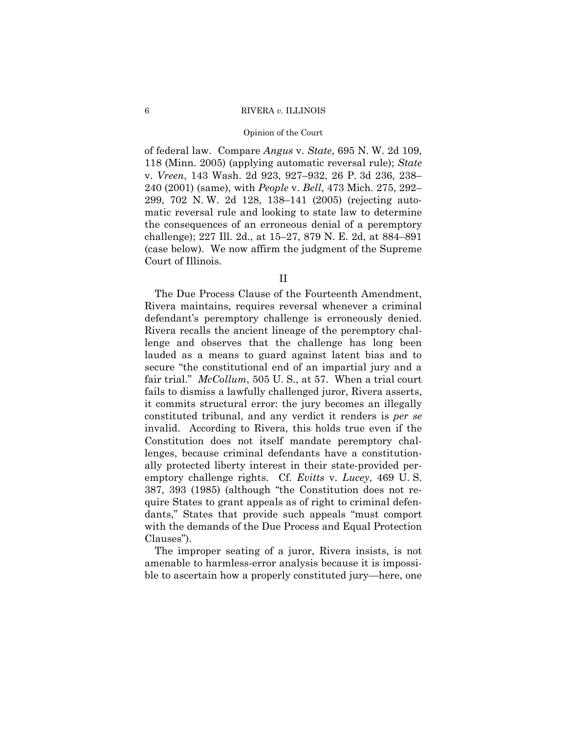of federal law. Compare *Angus* v. *State*, 695 N. W. 2d 109, 118 (Minn. 2005) (applying automatic reversal rule); *State* v. *Vreen*, 143 Wash. 2d 923, 927–932, 26 P. 3d 236, 238–240 (2001) (same), with *People* v. *Bell*, 473 Mich. 275, 292–299, 702 N. W. 2d 128, 138–141 (2005) (rejecting automatic reversal rule and looking to state law to determine the consequences of an erroneous denial of a peremptory challenge); 227 Ill. 2d., at 15–27, 879 N. E. 2d, at 884–891 (case below). We now affirm the judgment of the Supreme Court of Illinois.

## II

The Due Process Clause of the Fourteenth Amendment, Rivera maintains, requires reversal whenever a criminal defendant's peremptory challenge is erroneously denied. Rivera recalls the ancient lineage of the peremptory challenge and observes that the challenge has long been lauded as a means to guard against latent bias and to secure "the constitutional end of an impartial jury and a fair trial." *McCollum*, 505 U. S., at 57. When a trial court fails to dismiss a lawfully challenged juror, Rivera asserts, it commits structural error: the jury becomes an illegally constituted tribunal, and any verdict it renders is *per se* invalid. According to Rivera, this holds true even if the Constitution does not itself mandate peremptory challenges, because criminal defendants have a constitutionally protected liberty interest in their state-provided peremptory challenge rights. Cf. *Evitts* v. *Lucey*, 469 U. S. 387, 393 (1985) (although "the Constitution does not require States to grant appeals as of right to criminal defendants," States that provide such appeals "must comport with the demands of the Due Process and Equal Protection Clauses").

The improper seating of a juror, Rivera insists, is not amenable to harmless-error analysis because it is impossible to ascertain how a properly constituted jury—here, one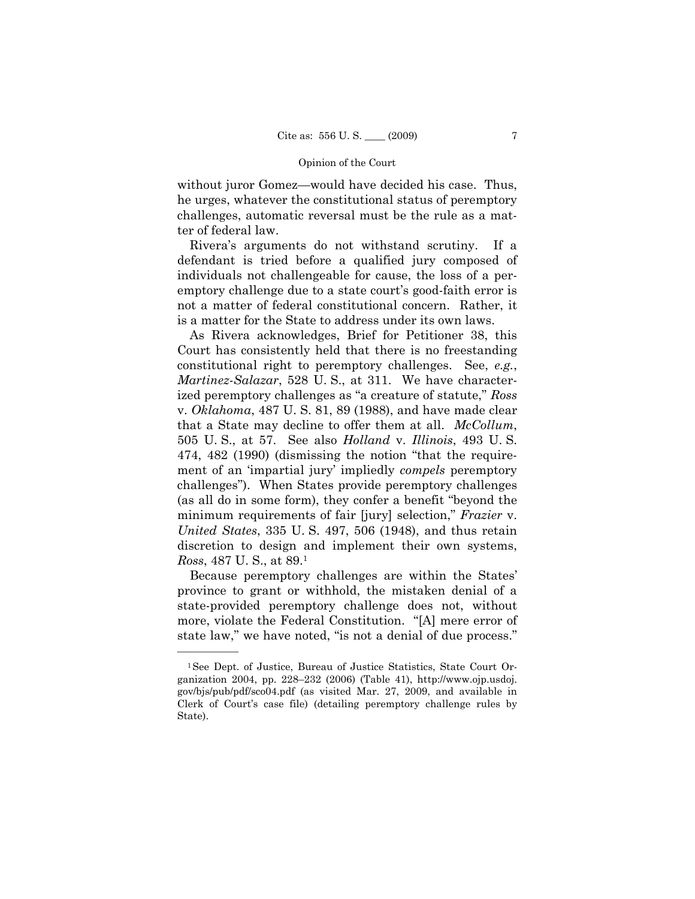without juror Gomez—would have decided his case. Thus, he urges, whatever the constitutional status of peremptory challenges, automatic reversal must be the rule as a matter of federal law.

Rivera's arguments do not withstand scrutiny. If a defendant is tried before a qualified jury composed of individuals not challengeable for cause, the loss of a peremptory challenge due to a state court's good-faith error is not a matter of federal constitutional concern. Rather, it is a matter for the State to address under its own laws.

As Rivera acknowledges, Brief for Petitioner 38, this Court has consistently held that there is no freestanding constitutional right to peremptory challenges. See, *e.g.*, *Martinez-Salazar*, 528 U. S., at 311. We have characterized peremptory challenges as "a creature of statute," *Ross* v. *Oklahoma*, 487 U. S. 81, 89 (1988), and have made clear that a State may decline to offer them at all. *McCollum*, 505 U. S., at 57. See also *Holland* v. *Illinois*, 493 U. S. 474, 482 (1990) (dismissing the notion "that the requirement of an 'impartial jury' impliedly *compels* peremptory challenges"). When States provide peremptory challenges (as all do in some form), they confer a benefit "beyond the minimum requirements of fair [jury] selection," *Frazier* v. *United States*, 335 U. S. 497, 506 (1948), and thus retain discretion to design and implement their own systems, *Ross*, 487 U. S., at 89.[1]

Because peremptory challenges are within the States' province to grant or withhold, the mistaken denial of a state-provided peremptory challenge does not, without more, violate the Federal Constitution. "[A] mere error of state law," we have noted, "is not a denial of due process."

---

[1] See Dept. of Justice, Bureau of Justice Statistics, State Court Organization 2004, pp. 228–232 (2006) (Table 41), http://www.ojp.usdoj.gov/bjs/pub/pdf/sco04.pdf (as visited Mar. 27, 2009, and available in Clerk of Court's case file) (detailing peremptory challenge rules by State).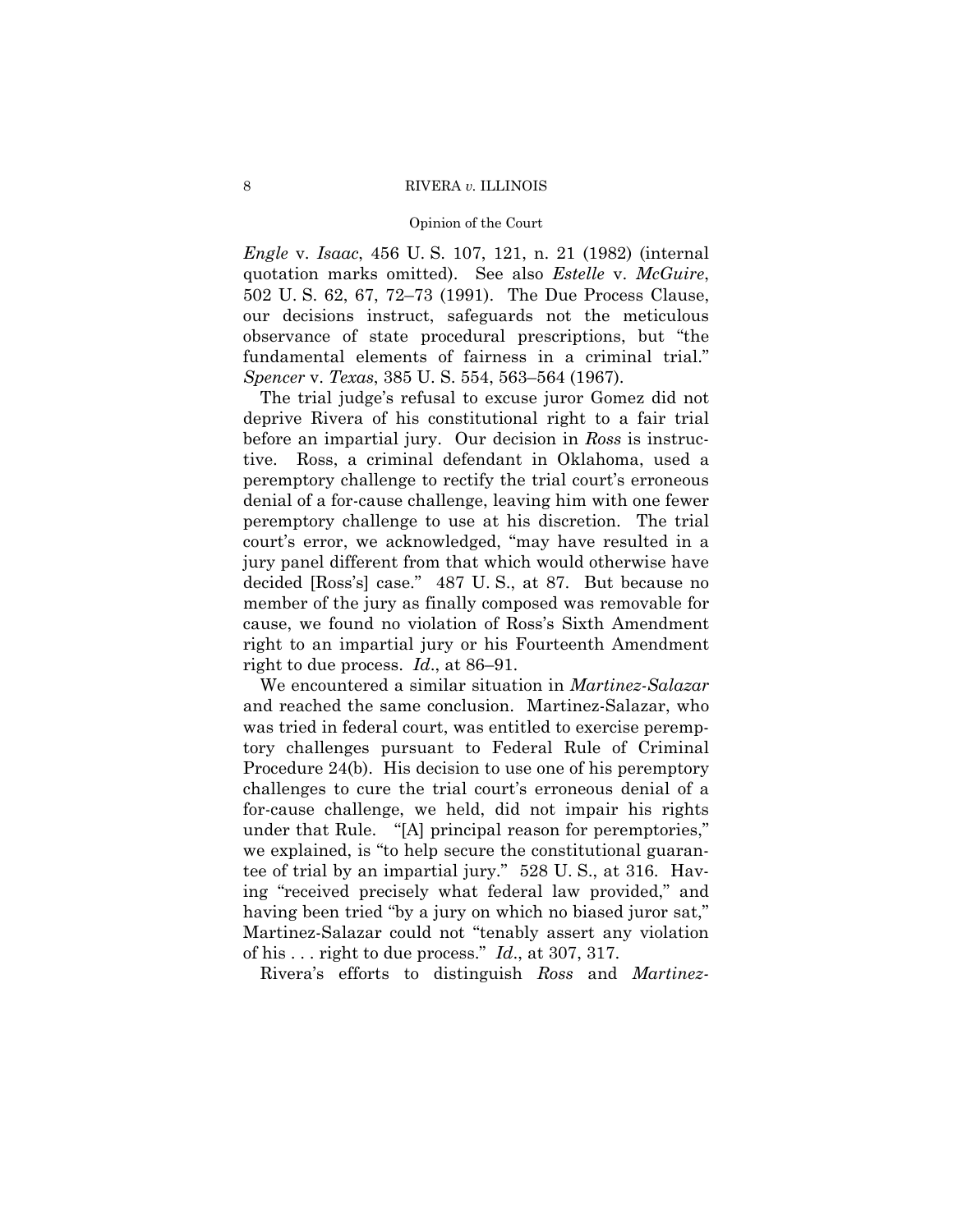*Engle* v. *Isaac*, 456 U. S. 107, 121, n. 21 (1982) (internal quotation marks omitted). See also *Estelle* v. *McGuire*, 502 U. S. 62, 67, 72–73 (1991). The Due Process Clause, our decisions instruct, safeguards not the meticulous observance of state procedural prescriptions, but "the fundamental elements of fairness in a criminal trial." *Spencer* v. *Texas*, 385 U. S. 554, 563–564 (1967).

The trial judge's refusal to excuse juror Gomez did not deprive Rivera of his constitutional right to a fair trial before an impartial jury. Our decision in *Ross* is instructive. Ross, a criminal defendant in Oklahoma, used a peremptory challenge to rectify the trial court's erroneous denial of a for-cause challenge, leaving him with one fewer peremptory challenge to use at his discretion. The trial court's error, we acknowledged, "may have resulted in a jury panel different from that which would otherwise have decided [Ross's] case." 487 U. S., at 87. But because no member of the jury as finally composed was removable for cause, we found no violation of Ross's Sixth Amendment right to an impartial jury or his Fourteenth Amendment right to due process. *Id*., at 86–91.

We encountered a similar situation in *Martinez-Salazar* and reached the same conclusion. Martinez-Salazar, who was tried in federal court, was entitled to exercise peremptory challenges pursuant to Federal Rule of Criminal Procedure 24(b). His decision to use one of his peremptory challenges to cure the trial court's erroneous denial of a for-cause challenge, we held, did not impair his rights under that Rule. "[A] principal reason for peremptories," we explained, is "to help secure the constitutional guarantee of trial by an impartial jury." 528 U. S., at 316. Having "received precisely what federal law provided," and having been tried "by a jury on which no biased juror sat," Martinez-Salazar could not "tenably assert any violation of his . . . right to due process." *Id*., at 307, 317.

Rivera's efforts to distinguish *Ross* and *Martinez-*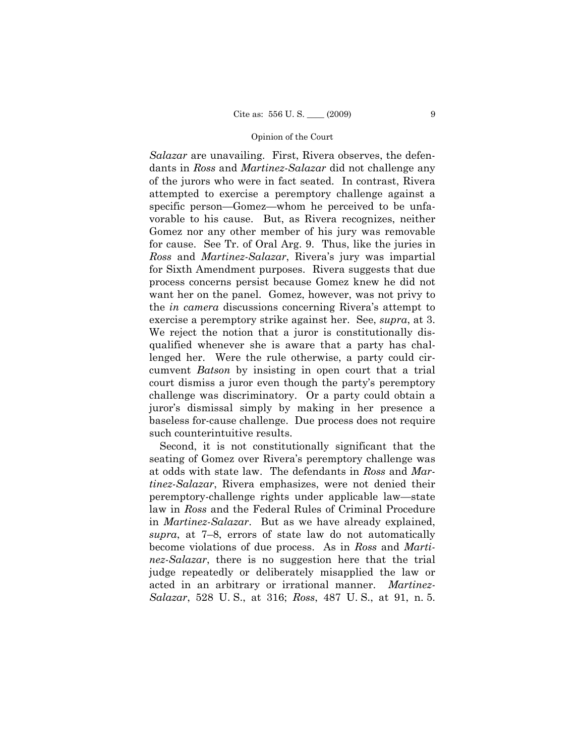*Salazar* are unavailing. First, Rivera observes, the defendants in *Ross* and *Martinez-Salazar* did not challenge any of the jurors who were in fact seated. In contrast, Rivera attempted to exercise a peremptory challenge against a specific person—Gomez—whom he perceived to be unfavorable to his cause. But, as Rivera recognizes, neither Gomez nor any other member of his jury was removable for cause. See Tr. of Oral Arg. 9. Thus, like the juries in *Ross* and *Martinez-Salazar*, Rivera's jury was impartial for Sixth Amendment purposes. Rivera suggests that due process concerns persist because Gomez knew he did not want her on the panel. Gomez, however, was not privy to the *in camera* discussions concerning Rivera's attempt to exercise a peremptory strike against her. See, *supra*, at 3. We reject the notion that a juror is constitutionally disqualified whenever she is aware that a party has challenged her. Were the rule otherwise, a party could circumvent *Batson* by insisting in open court that a trial court dismiss a juror even though the party's peremptory challenge was discriminatory. Or a party could obtain a juror's dismissal simply by making in her presence a baseless for-cause challenge. Due process does not require such counterintuitive results.

Second, it is not constitutionally significant that the seating of Gomez over Rivera's peremptory challenge was at odds with state law. The defendants in *Ross* and *Martinez-Salazar*, Rivera emphasizes, were not denied their peremptory-challenge rights under applicable law—state law in *Ross* and the Federal Rules of Criminal Procedure in *Martinez-Salazar*. But as we have already explained, *supra*, at 7–8, errors of state law do not automatically become violations of due process. As in *Ross* and *Martinez-Salazar*, there is no suggestion here that the trial judge repeatedly or deliberately misapplied the law or acted in an arbitrary or irrational manner. *Martinez-Salazar*, 528 U. S., at 316; *Ross*, 487 U. S., at 91, n. 5.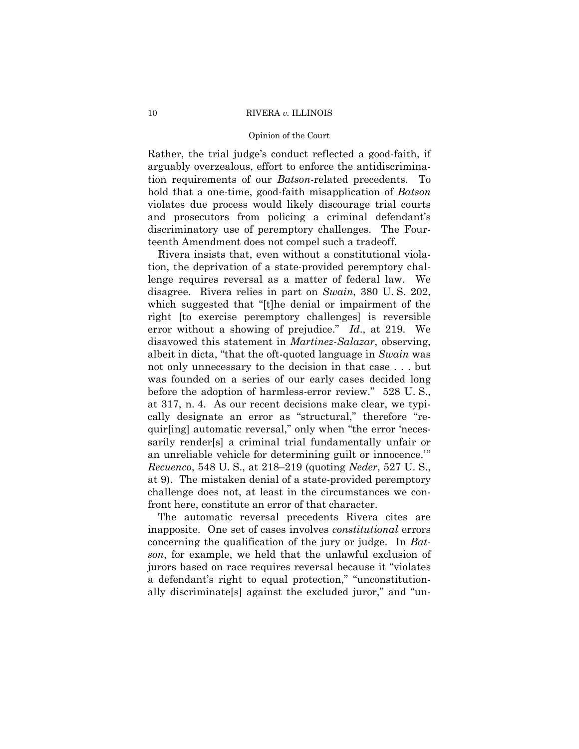Rather, the trial judge's conduct reflected a good-faith, if arguably overzealous, effort to enforce the antidiscrimination requirements of our *Batson*-related precedents. To hold that a one-time, good-faith misapplication of *Batson* violates due process would likely discourage trial courts and prosecutors from policing a criminal defendant's discriminatory use of peremptory challenges. The Fourteenth Amendment does not compel such a tradeoff.

Rivera insists that, even without a constitutional violation, the deprivation of a state-provided peremptory challenge requires reversal as a matter of federal law. We disagree. Rivera relies in part on *Swain*, 380 U. S. 202, which suggested that "[t]he denial or impairment of the right [to exercise peremptory challenges] is reversible error without a showing of prejudice." *Id*., at 219. We disavowed this statement in *Martinez-Salazar*, observing, albeit in dicta, "that the oft-quoted language in *Swain* was not only unnecessary to the decision in that case . . . but was founded on a series of our early cases decided long before the adoption of harmless-error review." 528 U. S., at 317, n. 4. As our recent decisions make clear, we typically designate an error as "structural," therefore "requir[ing] automatic reversal," only when "the error 'necessarily render[s] a criminal trial fundamentally unfair or an unreliable vehicle for determining guilt or innocence.'" *Recuenco*, 548 U. S., at 218–219 (quoting *Neder*, 527 U. S., at 9). The mistaken denial of a state-provided peremptory challenge does not, at least in the circumstances we confront here, constitute an error of that character.

The automatic reversal precedents Rivera cites are inapposite. One set of cases involves *constitutional* errors concerning the qualification of the jury or judge. In *Batson*, for example, we held that the unlawful exclusion of jurors based on race requires reversal because it "violates a defendant's right to equal protection," "unconstitutionally discriminate[s] against the excluded juror," and "un-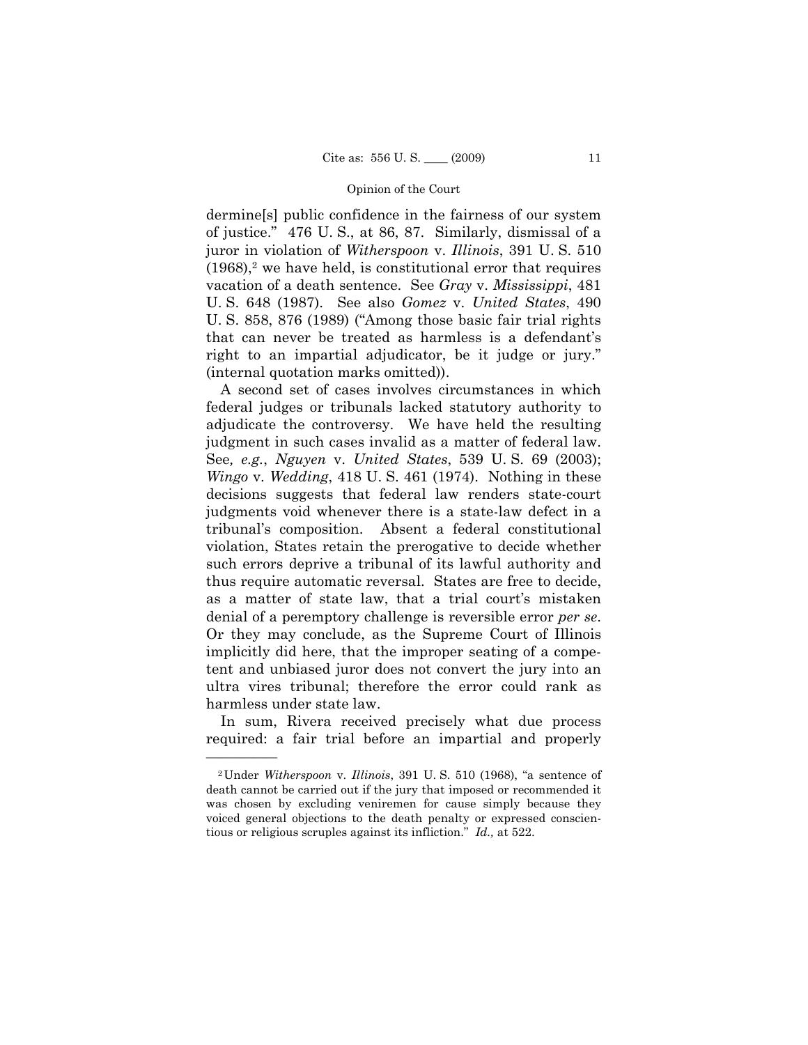dermine[s] public confidence in the fairness of our system of justice." 476 U. S., at 86, 87. Similarly, dismissal of a juror in violation of *Witherspoon* v. *Illinois*, 391 U. S. 510 (1968),[2] we have held, is constitutional error that requires vacation of a death sentence. See *Gray* v. *Mississippi*, 481 U. S. 648 (1987). See also *Gomez* v. *United States*, 490 U. S. 858, 876 (1989) ("Among those basic fair trial rights that can never be treated as harmless is a defendant's right to an impartial adjudicator, be it judge or jury." (internal quotation marks omitted)).

A second set of cases involves circumstances in which federal judges or tribunals lacked statutory authority to adjudicate the controversy. We have held the resulting judgment in such cases invalid as a matter of federal law. See*, e.g.*, *Nguyen* v. *United States*, 539 U. S. 69 (2003); *Wingo* v. *Wedding*, 418 U. S. 461 (1974). Nothing in these decisions suggests that federal law renders state-court judgments void whenever there is a state-law defect in a tribunal's composition. Absent a federal constitutional violation, States retain the prerogative to decide whether such errors deprive a tribunal of its lawful authority and thus require automatic reversal. States are free to decide, as a matter of state law, that a trial court's mistaken denial of a peremptory challenge is reversible error *per se.* Or they may conclude, as the Supreme Court of Illinois implicitly did here, that the improper seating of a competent and unbiased juror does not convert the jury into an ultra vires tribunal; therefore the error could rank as harmless under state law.

In sum, Rivera received precisely what due process required: a fair trial before an impartial and properly

---

[2] Under *Witherspoon* v. *Illinois*, 391 U. S. 510 (1968), "a sentence of death cannot be carried out if the jury that imposed or recommended it was chosen by excluding veniremen for cause simply because they voiced general objections to the death penalty or expressed conscientious or religious scruples against its infliction." *Id.,* at 522.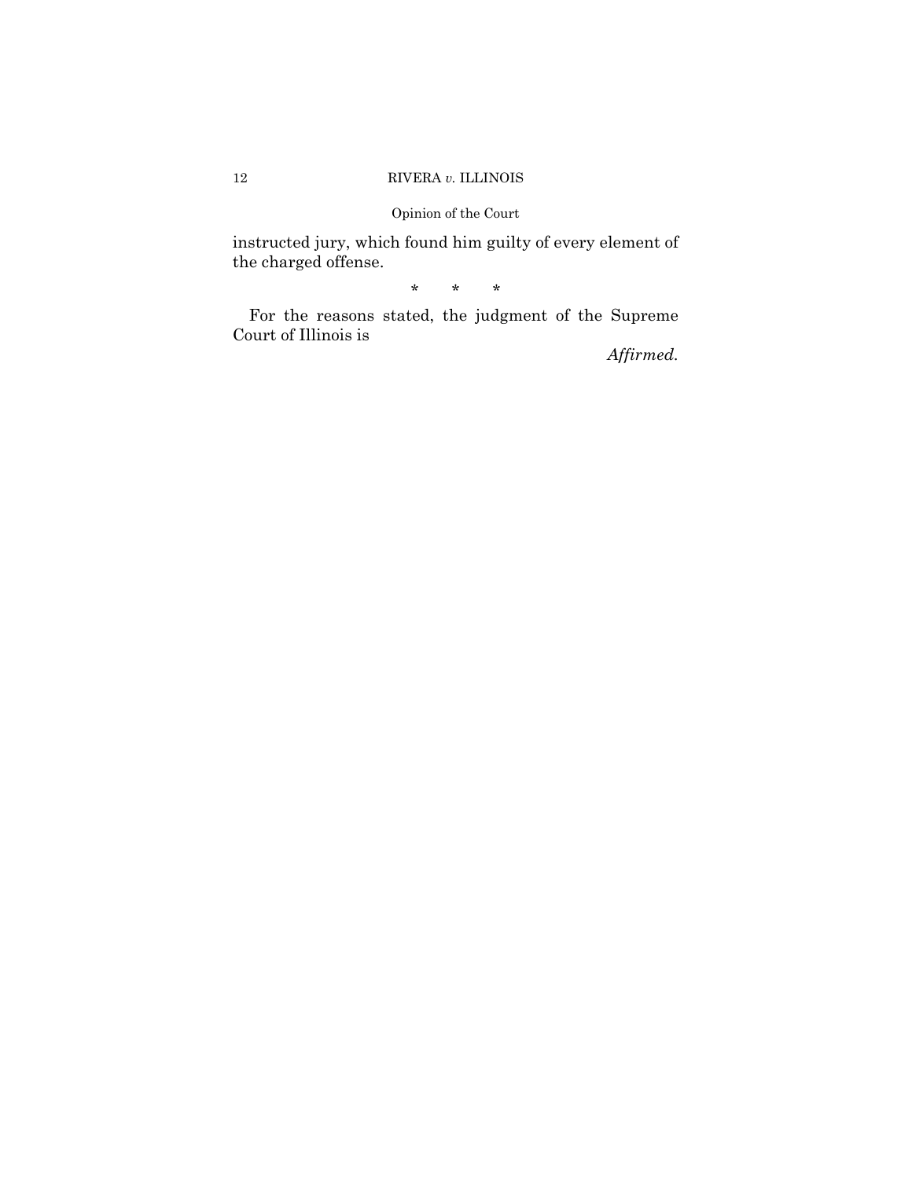instructed jury, which found him guilty of every element of the charged offense.

\*　　\*　　\*

For the reasons stated, the judgment of the Supreme Court of Illinois is

*Affirmed.*